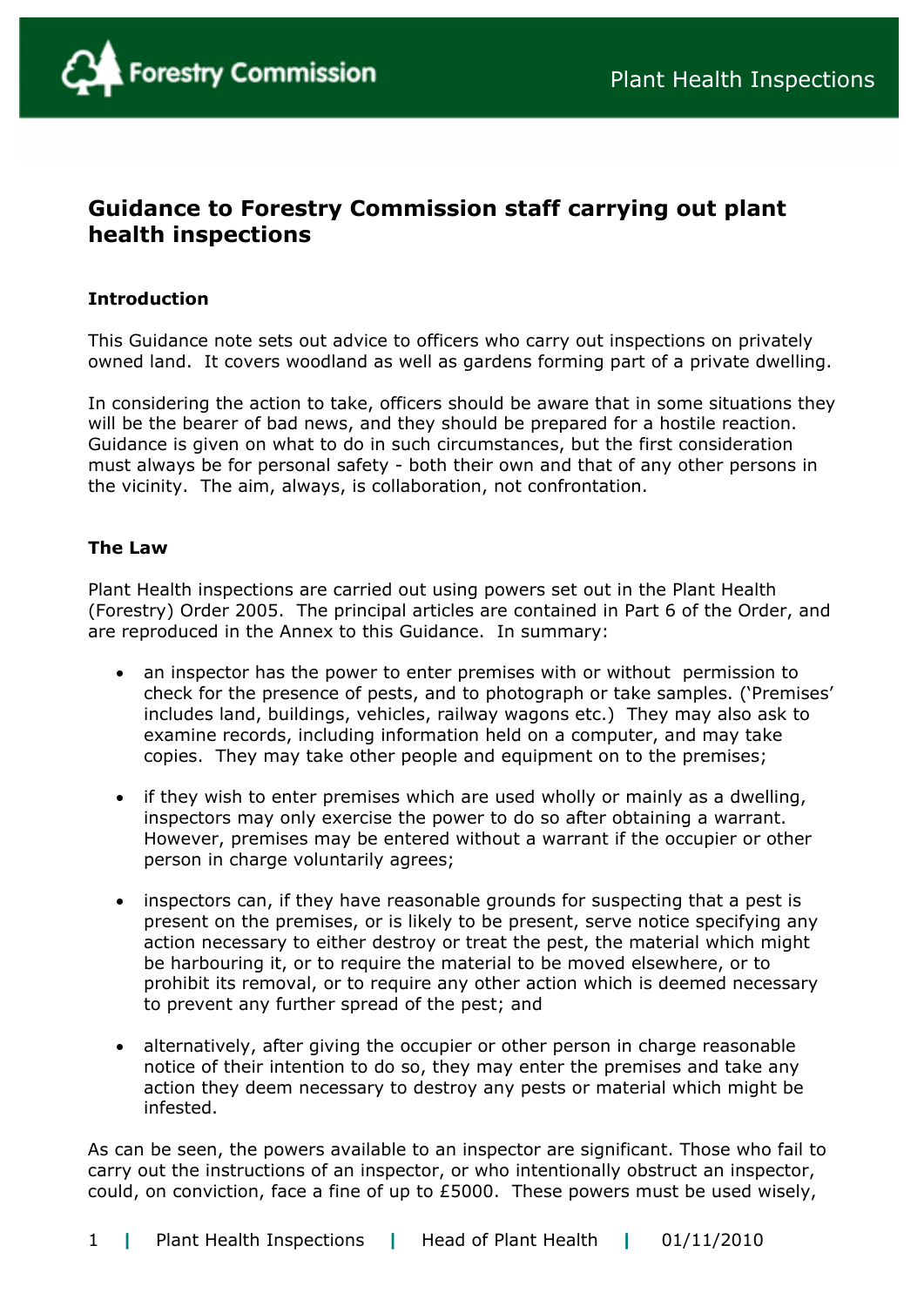# Guidance to Forestry Commission staff carrying out plant health inspections

## Introduction

This Guidance note sets out advice to officers who carry out inspections on privately owned land. It covers woodland as well as gardens forming part of a private dwelling.

In considering the action to take, officers should be aware that in some situations they will be the bearer of bad news, and they should be prepared for a hostile reaction. Guidance is given on what to do in such circumstances, but the first consideration must always be for personal safety - both their own and that of any other persons in the vicinity. The aim, always, is collaboration, not confrontation.

## The Law

Plant Health inspections are carried out using powers set out in the Plant Health (Forestry) Order 2005. The principal articles are contained in Part 6 of the Order, and are reproduced in the Annex to this Guidance. In summary:

- an inspector has the power to enter premises with or without permission to check for the presence of pests, and to photograph or take samples. ('Premises' includes land, buildings, vehicles, railway wagons etc.) They may also ask to examine records, including information held on a computer, and may take copies. They may take other people and equipment on to the premises;
- if they wish to enter premises which are used wholly or mainly as a dwelling, inspectors may only exercise the power to do so after obtaining a warrant. However, premises may be entered without a warrant if the occupier or other person in charge voluntarily agrees;
- inspectors can, if they have reasonable grounds for suspecting that a pest is present on the premises, or is likely to be present, serve notice specifying any action necessary to either destroy or treat the pest, the material which might be harbouring it, or to require the material to be moved elsewhere, or to prohibit its removal, or to require any other action which is deemed necessary to prevent any further spread of the pest; and
- alternatively, after giving the occupier or other person in charge reasonable notice of their intention to do so, they may enter the premises and take any action they deem necessary to destroy any pests or material which might be infested.

As can be seen, the powers available to an inspector are significant. Those who fail to carry out the instructions of an inspector, or who intentionally obstruct an inspector, could, on conviction, face a fine of up to £5000. These powers must be used wisely,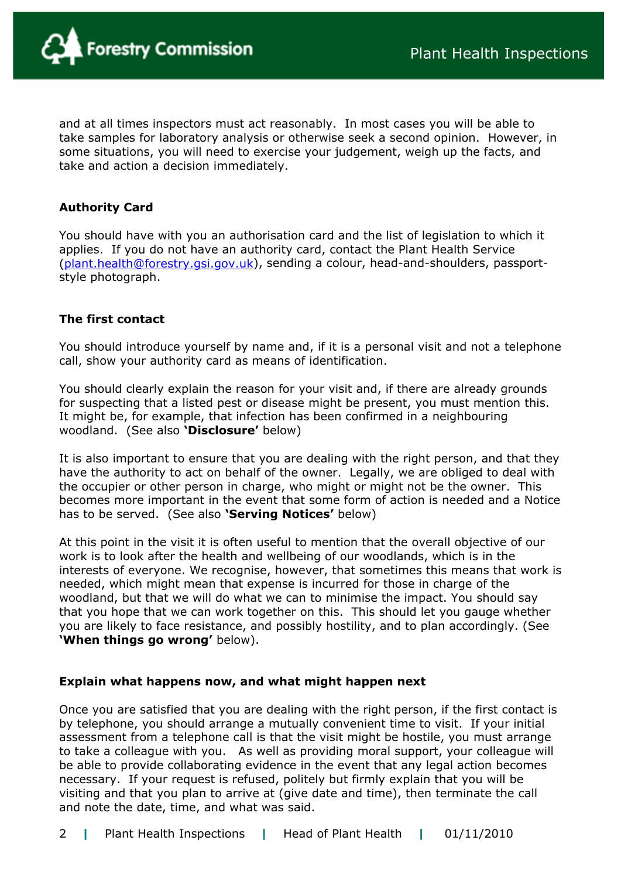and at all times inspectors must act reasonably. In most cases you will be able to take samples for laboratory analysis or otherwise seek a second opinion. However, in some situations, you will need to exercise your judgement, weigh up the facts, and take and action a decision immediately.

### Authority Card

You should have with you an authorisation card and the list of legislation to which it applies. If you do not have an authority card, contact the Plant Health Service (plant.health@forestry.gsi.gov.uk), sending a colour, head-and-shoulders, passport-style photograph.

### The first contact

You should introduce yourself by name and, if it is a personal visit and not a telephone call, show your authority card as means of identification.

You should clearly explain the reason for your visit and, if there are already grounds for suspecting that a listed pest or disease might be present, you must mention this. It might be, for example, that infection has been confirmed in a neighbouring woodland. (See also **'Disclosure'** below)

It is also important to ensure that you are dealing with the right person, and that they have the authority to act on behalf of the owner. Legally, we are obliged to deal with the occupier or other person in charge, who might or might not be the owner. This becomes more important in the event that some form of action is needed and a Notice has to be served. (See also **'Serving Notices'** below)

At this point in the visit it is often useful to mention that the overall objective of our work is to look after the health and wellbeing of our woodlands, which is in the interests of everyone. We recognise, however, that sometimes this means that work is needed, which might mean that expense is incurred for those in charge of the woodland, but that we will do what we can to minimise the impact. You should say that you hope that we can work together on this. This should let you gauge whether you are likely to face resistance, and possibly hostility, and to plan accordingly. (See **'When things go wrong'** below).

### Explain what happens now, and what might happen next

Once you are satisfied that you are dealing with the right person, if the first contact is by telephone, you should arrange a mutually convenient time to visit. If your initial assessment from a telephone call is that the visit might be hostile, you must arrange to take a colleague with you. As well as providing moral support, your colleague will be able to provide collaborating evidence in the event that any legal action becomes necessary. If your request is refused, politely but firmly explain that you will be visiting and that you plan to arrive at (give date and time), then terminate the call and note the date, time, and what was said.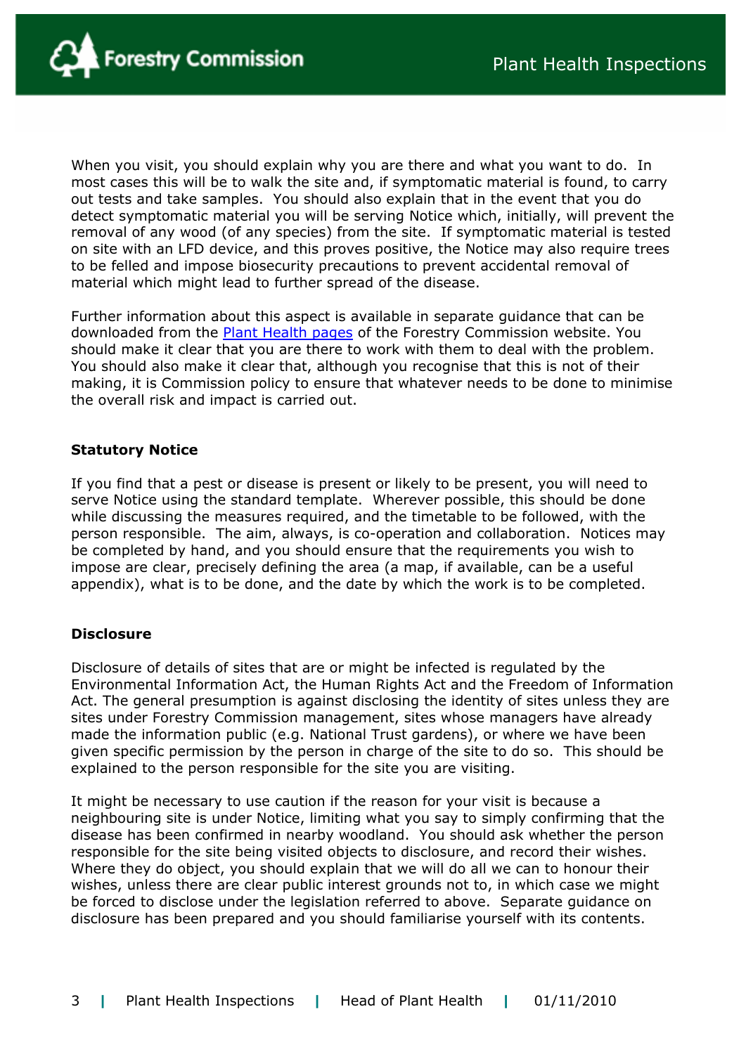When you visit, you should explain why you are there and what you want to do. In most cases this will be to walk the site and, if symptomatic material is found, to carry out tests and take samples. You should also explain that in the event that you do detect symptomatic material you will be serving Notice which, initially, will prevent the removal of any wood (of any species) from the site. If symptomatic material is tested on site with an LFD device, and this proves positive, the Notice may also require trees to be felled and impose biosecurity precautions to prevent accidental removal of material which might lead to further spread of the disease.

Further information about this aspect is available in separate guidance that can be downloaded from the Plant Health pages of the Forestry Commission website. You should make it clear that you are there to work with them to deal with the problem. You should also make it clear that, although you recognise that this is not of their making, it is Commission policy to ensure that whatever needs to be done to minimise the overall risk and impact is carried out.

**Statutory Notice**

If you find that a pest or disease is present or likely to be present, you will need to serve Notice using the standard template. Wherever possible, this should be done while discussing the measures required, and the timetable to be followed, with the person responsible. The aim, always, is co-operation and collaboration. Notices may be completed by hand, and you should ensure that the requirements you wish to impose are clear, precisely defining the area (a map, if available, can be a useful appendix), what is to be done, and the date by which the work is to be completed.

**Disclosure**

Disclosure of details of sites that are or might be infected is regulated by the Environmental Information Act, the Human Rights Act and the Freedom of Information Act. The general presumption is against disclosing the identity of sites unless they are sites under Forestry Commission management, sites whose managers have already made the information public (e.g. National Trust gardens), or where we have been given specific permission by the person in charge of the site to do so. This should be explained to the person responsible for the site you are visiting.

It might be necessary to use caution if the reason for your visit is because a neighbouring site is under Notice, limiting what you say to simply confirming that the disease has been confirmed in nearby woodland. You should ask whether the person responsible for the site being visited objects to disclosure, and record their wishes. Where they do object, you should explain that we will do all we can to honour their wishes, unless there are clear public interest grounds not to, in which case we might be forced to disclose under the legislation referred to above. Separate guidance on disclosure has been prepared and you should familiarise yourself with its contents.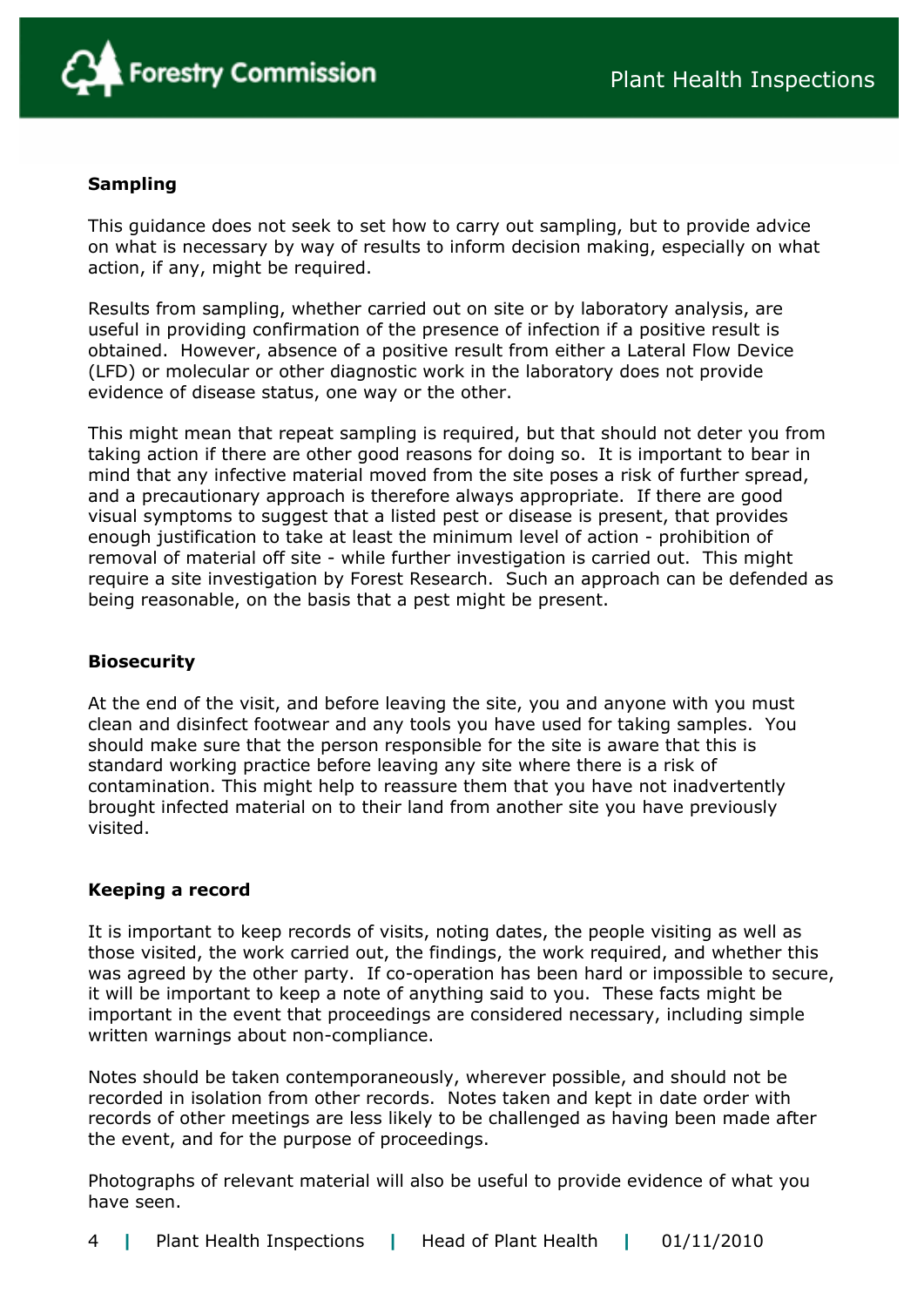**Sampling**

This guidance does not seek to set how to carry out sampling, but to provide advice on what is necessary by way of results to inform decision making, especially on what action, if any, might be required.

Results from sampling, whether carried out on site or by laboratory analysis, are useful in providing confirmation of the presence of infection if a positive result is obtained. However, absence of a positive result from either a Lateral Flow Device (LFD) or molecular or other diagnostic work in the laboratory does not provide evidence of disease status, one way or the other.

This might mean that repeat sampling is required, but that should not deter you from taking action if there are other good reasons for doing so. It is important to bear in mind that any infective material moved from the site poses a risk of further spread, and a precautionary approach is therefore always appropriate. If there are good visual symptoms to suggest that a listed pest or disease is present, that provides enough justification to take at least the minimum level of action - prohibition of removal of material off site - while further investigation is carried out. This might require a site investigation by Forest Research. Such an approach can be defended as being reasonable, on the basis that a pest might be present.

**Biosecurity**

At the end of the visit, and before leaving the site, you and anyone with you must clean and disinfect footwear and any tools you have used for taking samples. You should make sure that the person responsible for the site is aware that this is standard working practice before leaving any site where there is a risk of contamination. This might help to reassure them that you have not inadvertently brought infected material on to their land from another site you have previously visited.

**Keeping a record**

It is important to keep records of visits, noting dates, the people visiting as well as those visited, the work carried out, the findings, the work required, and whether this was agreed by the other party. If co-operation has been hard or impossible to secure, it will be important to keep a note of anything said to you. These facts might be important in the event that proceedings are considered necessary, including simple written warnings about non-compliance.

Notes should be taken contemporaneously, wherever possible, and should not be recorded in isolation from other records. Notes taken and kept in date order with records of other meetings are less likely to be challenged as having been made after the event, and for the purpose of proceedings.

Photographs of relevant material will also be useful to provide evidence of what you have seen.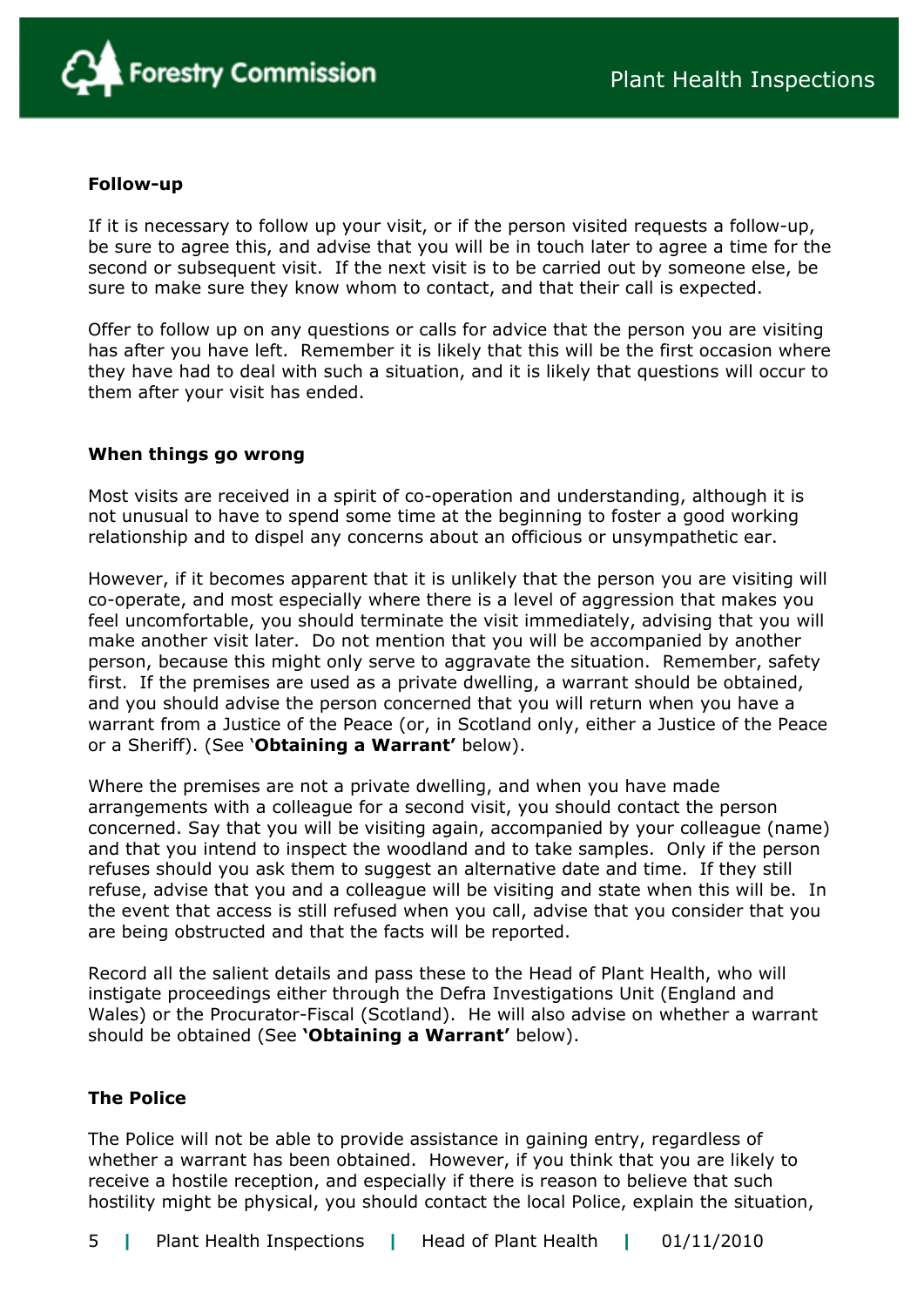**Follow-up**

If it is necessary to follow up your visit, or if the person visited requests a follow-up, be sure to agree this, and advise that you will be in touch later to agree a time for the second or subsequent visit. If the next visit is to be carried out by someone else, be sure to make sure they know whom to contact, and that their call is expected.

Offer to follow up on any questions or calls for advice that the person you are visiting has after you have left. Remember it is likely that this will be the first occasion where they have had to deal with such a situation, and it is likely that questions will occur to them after your visit has ended.

**When things go wrong**

Most visits are received in a spirit of co-operation and understanding, although it is not unusual to have to spend some time at the beginning to foster a good working relationship and to dispel any concerns about an officious or unsympathetic ear.

However, if it becomes apparent that it is unlikely that the person you are visiting will co-operate, and most especially where there is a level of aggression that makes you feel uncomfortable, you should terminate the visit immediately, advising that you will make another visit later. Do not mention that you will be accompanied by another person, because this might only serve to aggravate the situation. Remember, safety first. If the premises are used as a private dwelling, a warrant should be obtained, and you should advise the person concerned that you will return when you have a warrant from a Justice of the Peace (or, in Scotland only, either a Justice of the Peace or a Sheriff). (See '**Obtaining a Warrant'** below).

Where the premises are not a private dwelling, and when you have made arrangements with a colleague for a second visit, you should contact the person concerned. Say that you will be visiting again, accompanied by your colleague (name) and that you intend to inspect the woodland and to take samples. Only if the person refuses should you ask them to suggest an alternative date and time. If they still refuse, advise that you and a colleague will be visiting and state when this will be. In the event that access is still refused when you call, advise that you consider that you are being obstructed and that the facts will be reported.

Record all the salient details and pass these to the Head of Plant Health, who will instigate proceedings either through the Defra Investigations Unit (England and Wales) or the Procurator-Fiscal (Scotland). He will also advise on whether a warrant should be obtained (See **'Obtaining a Warrant'** below).

**The Police**

The Police will not be able to provide assistance in gaining entry, regardless of whether a warrant has been obtained. However, if you think that you are likely to receive a hostile reception, and especially if there is reason to believe that such hostility might be physical, you should contact the local Police, explain the situation,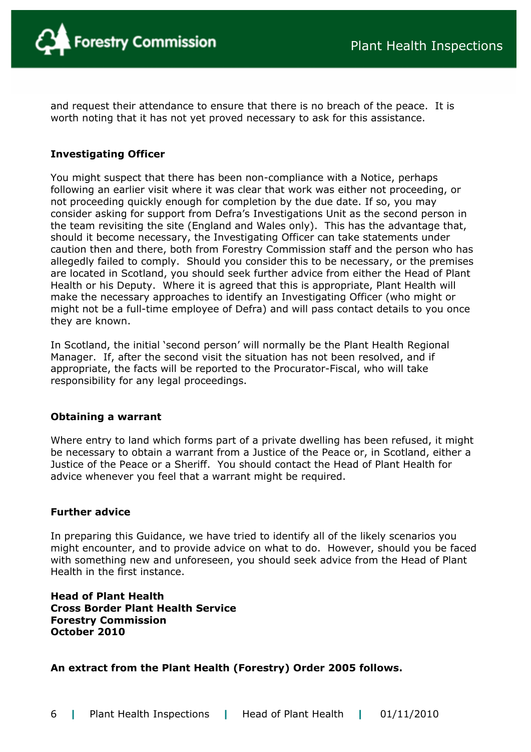and request their attendance to ensure that there is no breach of the peace. It is worth noting that it has not yet proved necessary to ask for this assistance.

**Investigating Officer**

You might suspect that there has been non-compliance with a Notice, perhaps following an earlier visit where it was clear that work was either not proceeding, or not proceeding quickly enough for completion by the due date. If so, you may consider asking for support from Defra's Investigations Unit as the second person in the team revisiting the site (England and Wales only). This has the advantage that, should it become necessary, the Investigating Officer can take statements under caution then and there, both from Forestry Commission staff and the person who has allegedly failed to comply. Should you consider this to be necessary, or the premises are located in Scotland, you should seek further advice from either the Head of Plant Health or his Deputy. Where it is agreed that this is appropriate, Plant Health will make the necessary approaches to identify an Investigating Officer (who might or might not be a full-time employee of Defra) and will pass contact details to you once they are known.

In Scotland, the initial 'second person' will normally be the Plant Health Regional Manager. If, after the second visit the situation has not been resolved, and if appropriate, the facts will be reported to the Procurator-Fiscal, who will take responsibility for any legal proceedings.

**Obtaining a warrant**

Where entry to land which forms part of a private dwelling has been refused, it might be necessary to obtain a warrant from a Justice of the Peace or, in Scotland, either a Justice of the Peace or a Sheriff. You should contact the Head of Plant Health for advice whenever you feel that a warrant might be required.

**Further advice**

In preparing this Guidance, we have tried to identify all of the likely scenarios you might encounter, and to provide advice on what to do. However, should you be faced with something new and unforeseen, you should seek advice from the Head of Plant Health in the first instance.

**Head of Plant Health**
**Cross Border Plant Health Service**
**Forestry Commission**
**October 2010**

**An extract from the Plant Health (Forestry) Order 2005 follows.**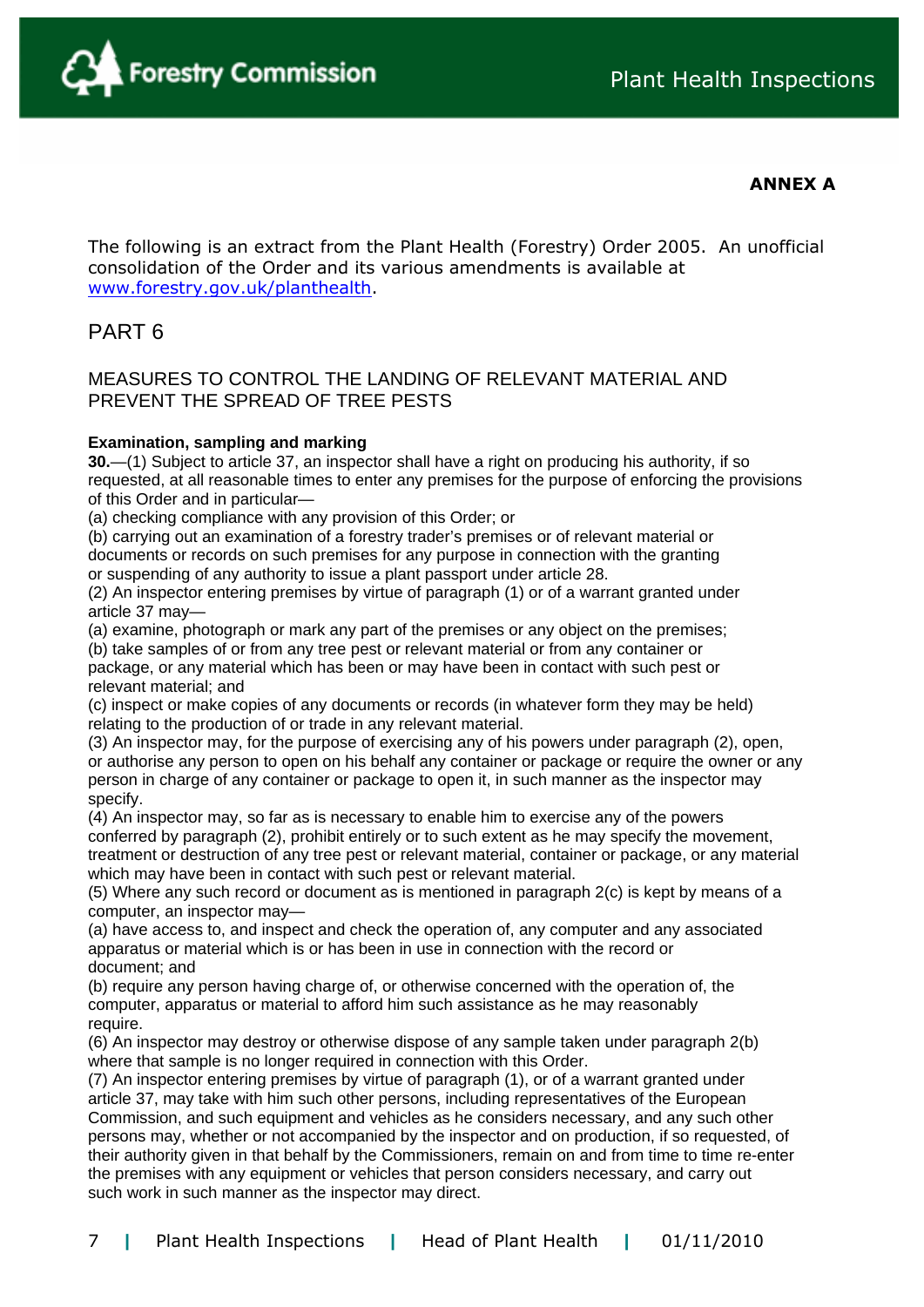**ANNEX A**

The following is an extract from the Plant Health (Forestry) Order 2005. An unofficial consolidation of the Order and its various amendments is available at [www.forestry.gov.uk/planthealth](http://www.forestry.gov.uk/planthealth).

# PART 6

## MEASURES TO CONTROL THE LANDING OF RELEVANT MATERIAL AND PREVENT THE SPREAD OF TREE PESTS

**Examination, sampling and marking**

**30.**—(1) Subject to article 37, an inspector shall have a right on producing his authority, if so requested, at all reasonable times to enter any premises for the purpose of enforcing the provisions of this Order and in particular—

(a) checking compliance with any provision of this Order; or

(b) carrying out an examination of a forestry trader's premises or of relevant material or documents or records on such premises for any purpose in connection with the granting or suspending of any authority to issue a plant passport under article 28.

(2) An inspector entering premises by virtue of paragraph (1) or of a warrant granted under article 37 may—

(a) examine, photograph or mark any part of the premises or any object on the premises;

(b) take samples of or from any tree pest or relevant material or from any container or package, or any material which has been or may have been in contact with such pest or relevant material; and

(c) inspect or make copies of any documents or records (in whatever form they may be held) relating to the production of or trade in any relevant material.

(3) An inspector may, for the purpose of exercising any of his powers under paragraph (2), open, or authorise any person to open on his behalf any container or package or require the owner or any person in charge of any container or package to open it, in such manner as the inspector may specify.

(4) An inspector may, so far as is necessary to enable him to exercise any of the powers conferred by paragraph (2), prohibit entirely or to such extent as he may specify the movement, treatment or destruction of any tree pest or relevant material, container or package, or any material which may have been in contact with such pest or relevant material.

(5) Where any such record or document as is mentioned in paragraph 2(c) is kept by means of a computer, an inspector may—

(a) have access to, and inspect and check the operation of, any computer and any associated apparatus or material which is or has been in use in connection with the record or document; and

(b) require any person having charge of, or otherwise concerned with the operation of, the computer, apparatus or material to afford him such assistance as he may reasonably require.

(6) An inspector may destroy or otherwise dispose of any sample taken under paragraph 2(b) where that sample is no longer required in connection with this Order.

(7) An inspector entering premises by virtue of paragraph (1), or of a warrant granted under article 37, may take with him such other persons, including representatives of the European Commission, and such equipment and vehicles as he considers necessary, and any such other persons may, whether or not accompanied by the inspector and on production, if so requested, of their authority given in that behalf by the Commissioners, remain on and from time to time re-enter the premises with any equipment or vehicles that person considers necessary, and carry out such work in such manner as the inspector may direct.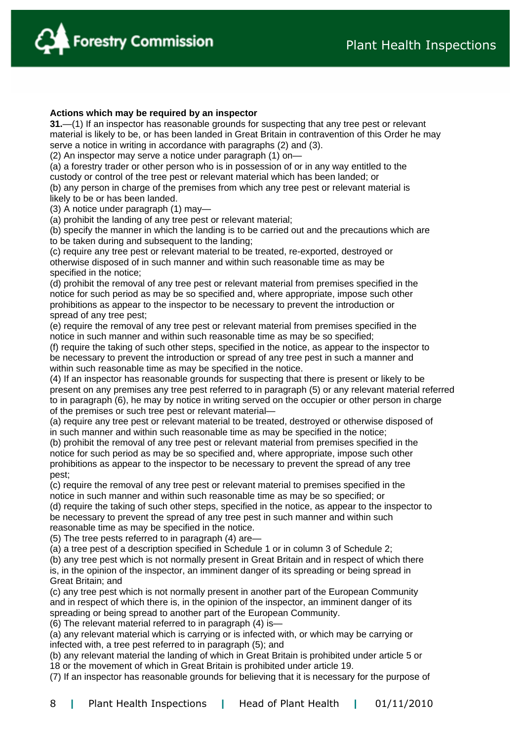**Actions which may be required by an inspector**

**31.**—(1) If an inspector has reasonable grounds for suspecting that any tree pest or relevant material is likely to be, or has been landed in Great Britain in contravention of this Order he may serve a notice in writing in accordance with paragraphs (2) and (3).

(2) An inspector may serve a notice under paragraph (1) on—

(a) a forestry trader or other person who is in possession of or in any way entitled to the custody or control of the tree pest or relevant material which has been landed; or

(b) any person in charge of the premises from which any tree pest or relevant material is likely to be or has been landed.

(3) A notice under paragraph (1) may—

(a) prohibit the landing of any tree pest or relevant material;

(b) specify the manner in which the landing is to be carried out and the precautions which are to be taken during and subsequent to the landing;

(c) require any tree pest or relevant material to be treated, re-exported, destroyed or otherwise disposed of in such manner and within such reasonable time as may be specified in the notice;

(d) prohibit the removal of any tree pest or relevant material from premises specified in the notice for such period as may be so specified and, where appropriate, impose such other prohibitions as appear to the inspector to be necessary to prevent the introduction or spread of any tree pest;

(e) require the removal of any tree pest or relevant material from premises specified in the notice in such manner and within such reasonable time as may be so specified;

(f) require the taking of such other steps, specified in the notice, as appear to the inspector to be necessary to prevent the introduction or spread of any tree pest in such a manner and within such reasonable time as may be specified in the notice.

(4) If an inspector has reasonable grounds for suspecting that there is present or likely to be present on any premises any tree pest referred to in paragraph (5) or any relevant material referred to in paragraph (6), he may by notice in writing served on the occupier or other person in charge of the premises or such tree pest or relevant material—

(a) require any tree pest or relevant material to be treated, destroyed or otherwise disposed of in such manner and within such reasonable time as may be specified in the notice;

(b) prohibit the removal of any tree pest or relevant material from premises specified in the notice for such period as may be so specified and, where appropriate, impose such other prohibitions as appear to the inspector to be necessary to prevent the spread of any tree pest;

(c) require the removal of any tree pest or relevant material to premises specified in the notice in such manner and within such reasonable time as may be so specified; or

(d) require the taking of such other steps, specified in the notice, as appear to the inspector to be necessary to prevent the spread of any tree pest in such manner and within such reasonable time as may be specified in the notice.

(5) The tree pests referred to in paragraph (4) are—

(a) a tree pest of a description specified in Schedule 1 or in column 3 of Schedule 2;

(b) any tree pest which is not normally present in Great Britain and in respect of which there is, in the opinion of the inspector, an imminent danger of its spreading or being spread in Great Britain; and

(c) any tree pest which is not normally present in another part of the European Community and in respect of which there is, in the opinion of the inspector, an imminent danger of its spreading or being spread to another part of the European Community.

(6) The relevant material referred to in paragraph (4) is—

(a) any relevant material which is carrying or is infected with, or which may be carrying or infected with, a tree pest referred to in paragraph (5); and

(b) any relevant material the landing of which in Great Britain is prohibited under article 5 or 18 or the movement of which in Great Britain is prohibited under article 19.

(7) If an inspector has reasonable grounds for believing that it is necessary for the purpose of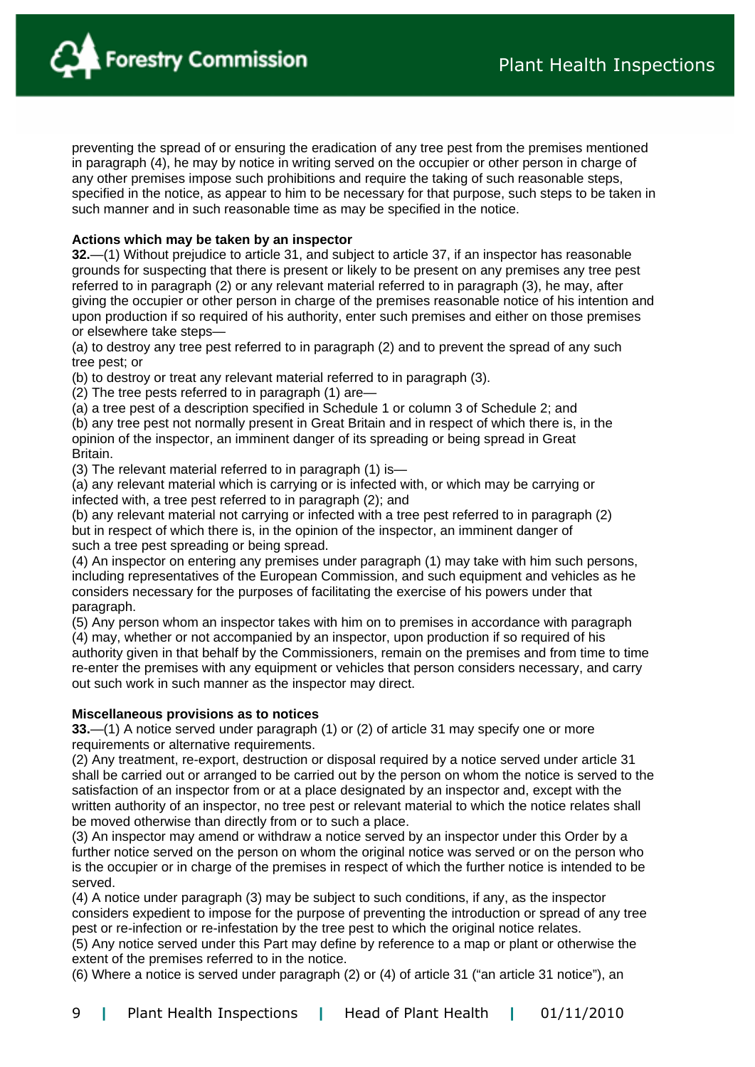preventing the spread of or ensuring the eradication of any tree pest from the premises mentioned in paragraph (4), he may by notice in writing served on the occupier or other person in charge of any other premises impose such prohibitions and require the taking of such reasonable steps, specified in the notice, as appear to him to be necessary for that purpose, such steps to be taken in such manner and in such reasonable time as may be specified in the notice.

**Actions which may be taken by an inspector**

**32.**—(1) Without prejudice to article 31, and subject to article 37, if an inspector has reasonable grounds for suspecting that there is present or likely to be present on any premises any tree pest referred to in paragraph (2) or any relevant material referred to in paragraph (3), he may, after giving the occupier or other person in charge of the premises reasonable notice of his intention and upon production if so required of his authority, enter such premises and either on those premises or elsewhere take steps—

(a) to destroy any tree pest referred to in paragraph (2) and to prevent the spread of any such tree pest; or

(b) to destroy or treat any relevant material referred to in paragraph (3).

(2) The tree pests referred to in paragraph (1) are—

(a) a tree pest of a description specified in Schedule 1 or column 3 of Schedule 2; and

(b) any tree pest not normally present in Great Britain and in respect of which there is, in the opinion of the inspector, an imminent danger of its spreading or being spread in Great Britain.

(3) The relevant material referred to in paragraph (1) is—

(a) any relevant material which is carrying or is infected with, or which may be carrying or infected with, a tree pest referred to in paragraph (2); and

(b) any relevant material not carrying or infected with a tree pest referred to in paragraph (2) but in respect of which there is, in the opinion of the inspector, an imminent danger of such a tree pest spreading or being spread.

(4) An inspector on entering any premises under paragraph (1) may take with him such persons, including representatives of the European Commission, and such equipment and vehicles as he considers necessary for the purposes of facilitating the exercise of his powers under that paragraph.

(5) Any person whom an inspector takes with him on to premises in accordance with paragraph (4) may, whether or not accompanied by an inspector, upon production if so required of his authority given in that behalf by the Commissioners, remain on the premises and from time to time re-enter the premises with any equipment or vehicles that person considers necessary, and carry out such work in such manner as the inspector may direct.

**Miscellaneous provisions as to notices**

**33.**—(1) A notice served under paragraph (1) or (2) of article 31 may specify one or more requirements or alternative requirements.

(2) Any treatment, re-export, destruction or disposal required by a notice served under article 31 shall be carried out or arranged to be carried out by the person on whom the notice is served to the satisfaction of an inspector from or at a place designated by an inspector and, except with the written authority of an inspector, no tree pest or relevant material to which the notice relates shall be moved otherwise than directly from or to such a place.

(3) An inspector may amend or withdraw a notice served by an inspector under this Order by a further notice served on the person on whom the original notice was served or on the person who is the occupier or in charge of the premises in respect of which the further notice is intended to be served.

(4) A notice under paragraph (3) may be subject to such conditions, if any, as the inspector considers expedient to impose for the purpose of preventing the introduction or spread of any tree pest or re-infection or re-infestation by the tree pest to which the original notice relates.

(5) Any notice served under this Part may define by reference to a map or plant or otherwise the extent of the premises referred to in the notice.

(6) Where a notice is served under paragraph (2) or (4) of article 31 ("an article 31 notice"), an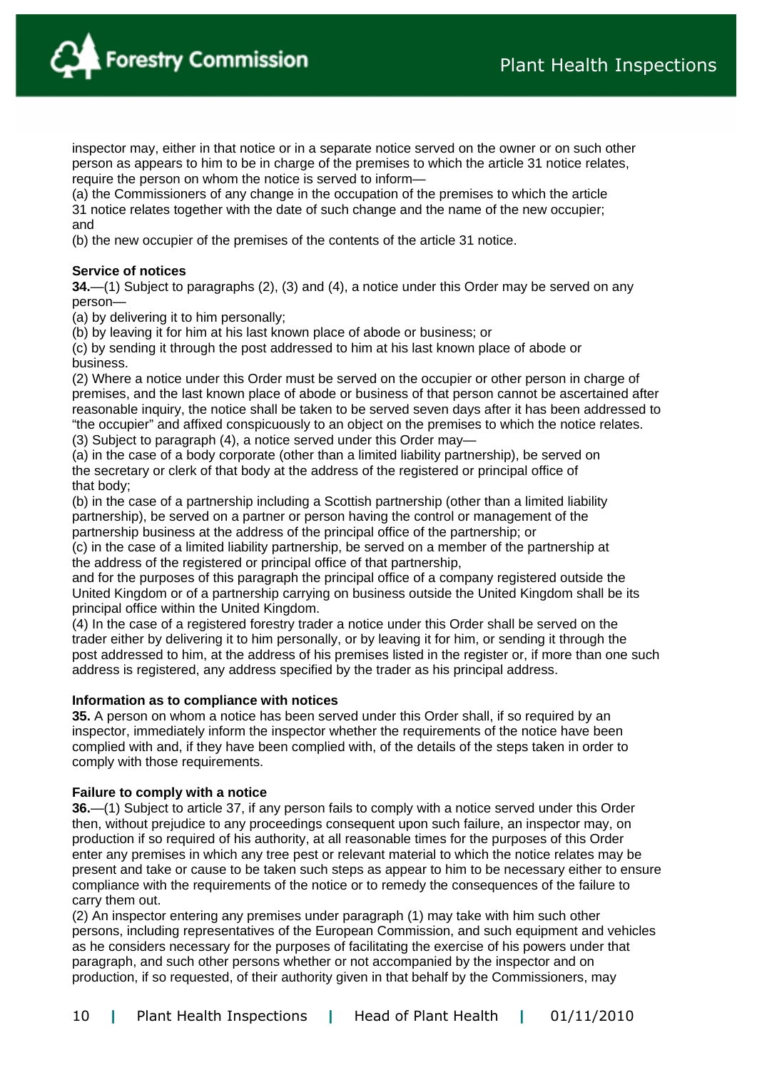inspector may, either in that notice or in a separate notice served on the owner or on such other person as appears to him to be in charge of the premises to which the article 31 notice relates, require the person on whom the notice is served to inform—

(a) the Commissioners of any change in the occupation of the premises to which the article 31 notice relates together with the date of such change and the name of the new occupier; and

(b) the new occupier of the premises of the contents of the article 31 notice.

**Service of notices**

**34.**—(1) Subject to paragraphs (2), (3) and (4), a notice under this Order may be served on any person—

(a) by delivering it to him personally;

(b) by leaving it for him at his last known place of abode or business; or

(c) by sending it through the post addressed to him at his last known place of abode or business.

(2) Where a notice under this Order must be served on the occupier or other person in charge of premises, and the last known place of abode or business of that person cannot be ascertained after reasonable inquiry, the notice shall be taken to be served seven days after it has been addressed to "the occupier" and affixed conspicuously to an object on the premises to which the notice relates.

(3) Subject to paragraph (4), a notice served under this Order may—

(a) in the case of a body corporate (other than a limited liability partnership), be served on the secretary or clerk of that body at the address of the registered or principal office of that body;

(b) in the case of a partnership including a Scottish partnership (other than a limited liability partnership), be served on a partner or person having the control or management of the partnership business at the address of the principal office of the partnership; or

(c) in the case of a limited liability partnership, be served on a member of the partnership at the address of the registered or principal office of that partnership,

and for the purposes of this paragraph the principal office of a company registered outside the United Kingdom or of a partnership carrying on business outside the United Kingdom shall be its principal office within the United Kingdom.

(4) In the case of a registered forestry trader a notice under this Order shall be served on the trader either by delivering it to him personally, or by leaving it for him, or sending it through the post addressed to him, at the address of his premises listed in the register or, if more than one such address is registered, any address specified by the trader as his principal address.

**Information as to compliance with notices**

**35.** A person on whom a notice has been served under this Order shall, if so required by an inspector, immediately inform the inspector whether the requirements of the notice have been complied with and, if they have been complied with, of the details of the steps taken in order to comply with those requirements.

**Failure to comply with a notice**

**36.**—(1) Subject to article 37, if any person fails to comply with a notice served under this Order then, without prejudice to any proceedings consequent upon such failure, an inspector may, on production if so required of his authority, at all reasonable times for the purposes of this Order enter any premises in which any tree pest or relevant material to which the notice relates may be present and take or cause to be taken such steps as appear to him to be necessary either to ensure compliance with the requirements of the notice or to remedy the consequences of the failure to carry them out.

(2) An inspector entering any premises under paragraph (1) may take with him such other persons, including representatives of the European Commission, and such equipment and vehicles as he considers necessary for the purposes of facilitating the exercise of his powers under that paragraph, and such other persons whether or not accompanied by the inspector and on production, if so requested, of their authority given in that behalf by the Commissioners, may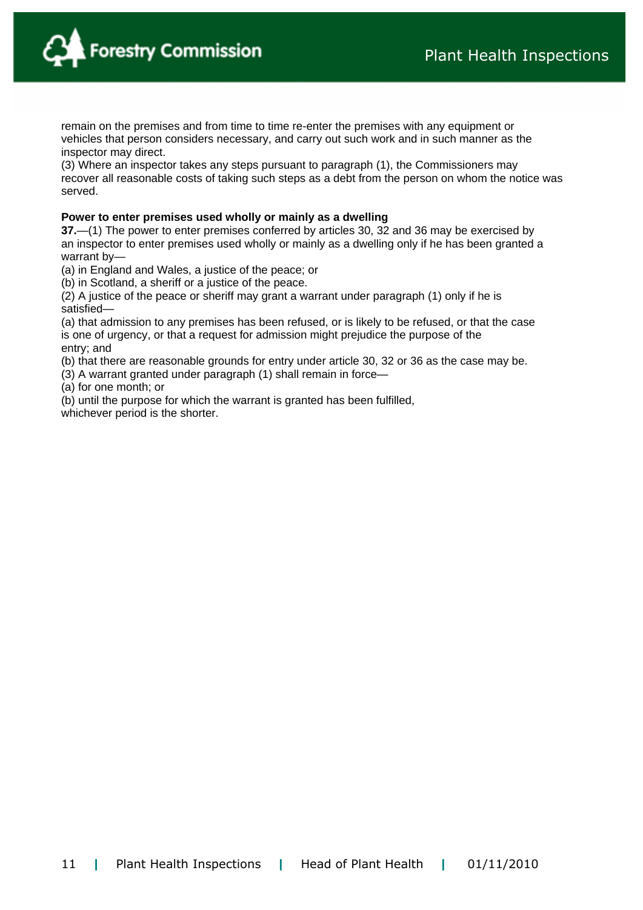remain on the premises and from time to time re-enter the premises with any equipment or vehicles that person considers necessary, and carry out such work and in such manner as the inspector may direct.

(3) Where an inspector takes any steps pursuant to paragraph (1), the Commissioners may recover all reasonable costs of taking such steps as a debt from the person on whom the notice was served.

**Power to enter premises used wholly or mainly as a dwelling**

**37.**—(1) The power to enter premises conferred by articles 30, 32 and 36 may be exercised by an inspector to enter premises used wholly or mainly as a dwelling only if he has been granted a warrant by—

(a) in England and Wales, a justice of the peace; or

(b) in Scotland, a sheriff or a justice of the peace.

(2) A justice of the peace or sheriff may grant a warrant under paragraph (1) only if he is satisfied—

(a) that admission to any premises has been refused, or is likely to be refused, or that the case is one of urgency, or that a request for admission might prejudice the purpose of the entry; and

(b) that there are reasonable grounds for entry under article 30, 32 or 36 as the case may be.

(3) A warrant granted under paragraph (1) shall remain in force—

(a) for one month; or

(b) until the purpose for which the warrant is granted has been fulfilled,

whichever period is the shorter.